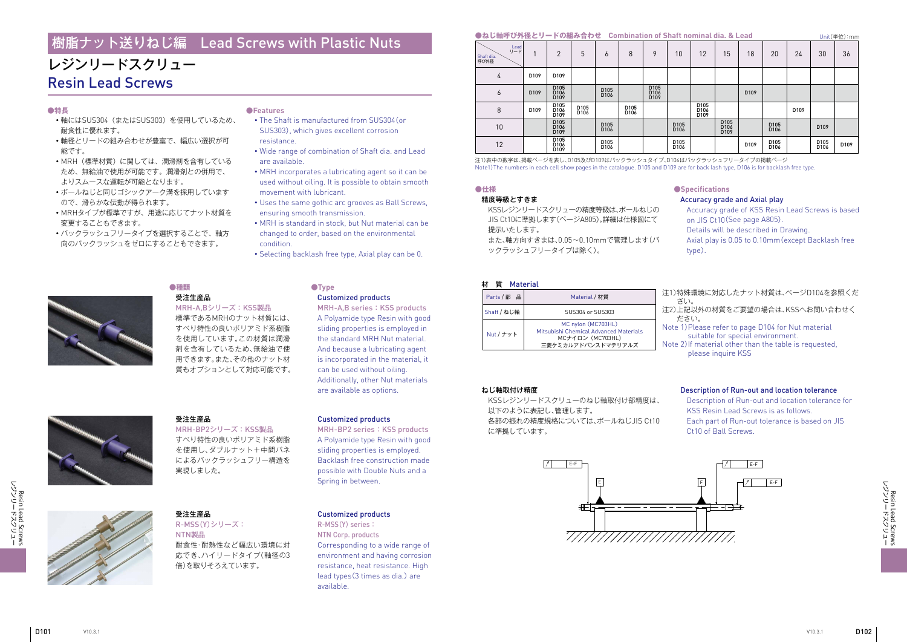# 樹脂ナット送りねじ編　Lead Screws with Plastic Nuts

## レジンリードスクリュー
## Resin Lead Screws

### ●特長

- 軸にはSUS304（またはSUS303）を使用しているため、耐食性に優れます。
- 軸径とリードの組み合わせが豊富で、幅広い選択が可能です。
- MRH（標準材質）に関しては、潤滑剤を含有しているため、無給油で使用が可能です。潤滑剤との併用で、よりスムースな運転が可能となります。
- ボールねじと同じゴシックアーク溝を採用していますので、滑らかな伝動が得られます。
- MRHタイプが標準ですが、用途に応じてナット材質を変更することもできます。
- バックラッシュフリータイプを選択することで、軸方向のバックラッシュをゼロにすることもできます。

### ●Features

- The Shaft is manufactured from SUS304 (or SUS303), which gives excellent corrosion resistance.
- Wide range of combination of Shaft dia. and Lead are available.
- MRH incorporates a lubricating agent so it can be used without oiling. It is possible to obtain smooth movement with lubricant.
- Uses the same gothic arc grooves as Ball Screws, ensuring smooth transmission.
- MRH is standard in stock, but Nut material can be changed to order, based on the environmental condition.
- Selecting backlash free type, Axial play can be 0.

### ●種類

**受注生産品**
MRH-A,Bシリーズ：KSS製品
標準であるMRHのナット材質には、すべり特性の良いポリアミド系樹脂を使用しています。この材質は潤滑剤を含有しているため、無給油で使用できます。また、その他のナット材質もオプションとして対応可能です。

### ●Type

**Customized products**
MRH-A,B series：KSS products
A Polyamide type Resin with good sliding properties is employed in the standard MRH Nut material. And because a lubricating agent is incorporated in the material, it can be used without oiling. Additionally, other Nut materials are available as options.

**受注生産品**
MRH-BP2シリーズ：KSS製品
すべり特性の良いポリアミド系樹脂を使用し、ダブルナット＋中間バネによるバックラッシュフリー構造を実現しました。

**Customized products**
MRH-BP2 series：KSS products
A Polyamide type Resin with good sliding properties is employed. Backlash free construction made possible with Double Nuts and a Spring in between.

**受注生産品**
R-MSS(Y)シリーズ：NTN製品
耐食性·耐熱性など幅広い環境に対応でき、ハイリードタイプ（軸径の3倍）を取りそろえています。

**Customized products**
R-MSS(Y) series：NTN Corp. products
Corresponding to a wide range of environment and having corrosion resistance, heat resistance. High lead types (3 times as dia.) are available.

### ●ねじ軸呼び外径とリードの組み合わせ　Combination of Shaft nominal dia. & Lead

Unit(単位)：mm

| Shaft dia. 呼び外径 ＼ Lead リード | 1 | 2 | 5 | 6 | 8 | 9 | 10 | 12 | 15 | 18 | 20 | 24 | 30 | 36 |
|---|---|---|---|---|---|---|---|---|---|---|---|---|---|---|
| 4 | D109 | D109 | | | | | | | | | | | | |
| 6 | D109 | D105 D106 D109 | | D105 D106 | | D105 D106 D109 | | | | D109 | | | | |
| 8 | D109 | D105 D106 D109 | D105 D106 | | D105 D106 | | | D105 D106 D109 | | | | D109 | | |
| 10 | | D105 D106 D109 | | D105 D106 | | | D105 D106 | | D105 D106 D109 | | D105 D106 | | D109 | |
| 12 | | D105 D106 D109 | | D105 D106 | | | D105 D106 | | | D109 | D105 D106 | | D105 D106 | D109 |

注1)表中の数字は、掲載ページを表し、D105及びD109はバックラッシュタイプ、D106はバックラッシュフリータイプの掲載ページ
Note1)The numbers in each cell show pages in the catalogue. D105 and D109 are for back lash type, D106 is for backlash free type.

### ●仕様

**精度等級とすきま**
KSSレジンリードスクリューの精度等級は、ボールねじのJIS Ct10に準拠します(ページA805)。詳細は仕様図にて提示いたします。
また、軸方向すきまは、0.05～0.10mmで管理します(バックラッシュフリータイプは除く)。

### ●Specifications

**Accuracy grade and Axial play**
Accuracy grade of KSS Resin Lead Screws is based on JIS Ct10(See page A805).
Details will be described in Drawing.
Axial play is 0.05 to 0.10mm(except Backlash free type).

### 材　質　Material

| Parts / 部　品 | Material / 材質 |
|---|---|
| Shaft / ねじ軸 | SUS304 or SUS303 |
| Nut / ナット | MC nylon (MC703HL) Mitsubishi Chemical Advanced Materials MCナイロン (MC703HL) 三菱ケミカルアドバンスドマテリアルズ |

注1)特殊環境に対応したナット材質は、ページD104を参照ください。
注2)上記以外の材質をご要望の場合は、KSSへお問い合わせください。
Note 1)Please refer to page D104 for Nut material suitable for special environment.
Note 2)If material other than the table is requested, please inquire KSS

### ねじ軸取付け精度

KSSレジンリードスクリューのねじ軸取付け部精度は、以下のように表記し、管理します。
各部の振れの精度規格については、ボールねじJIS Ct10に準拠しています。

### Description of Run-out and location tolerance

Description of Run-out and location tolerance for KSS Resin Lead Screws is as follows.
Each part of Run-out tolerance is based on JIS Ct10 of Ball Screws.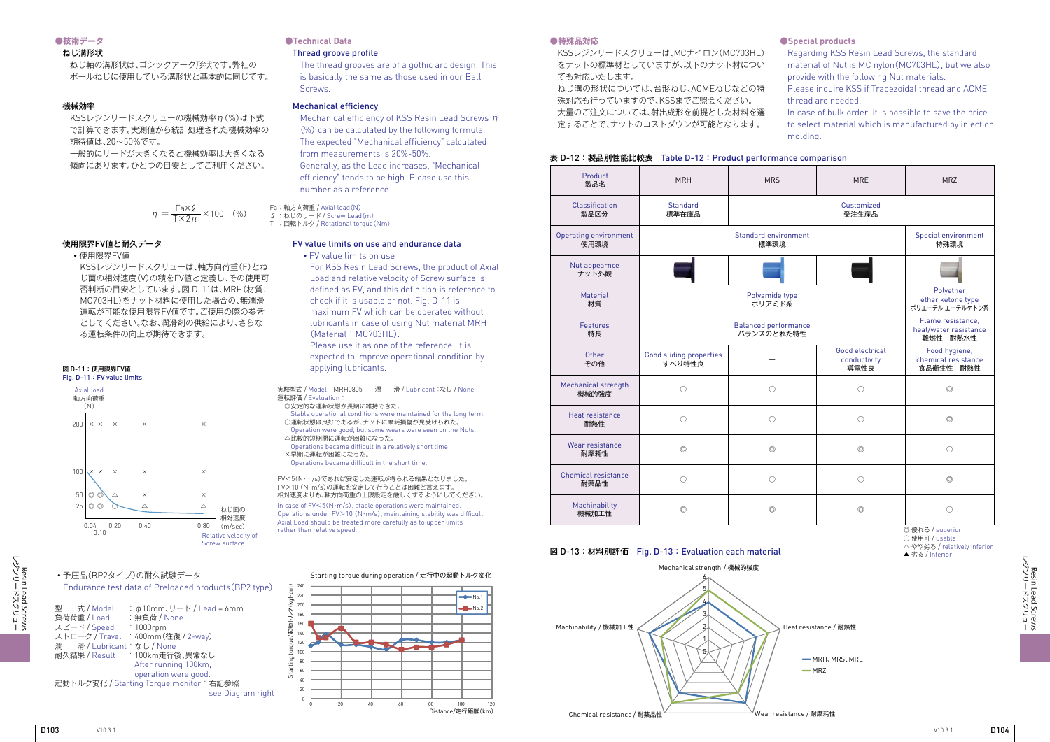## ●技術データ

### ねじ溝形状

ねじ軸の溝形状は、ゴシックアーク形状です。弊社のボールねじに使用している溝形状と基本的に同じです。

### 機械効率

KSSレジンリードスクリューの機械効率η(%)は下式で計算できます。実測値から統計処理された機械効率の期待値は、20～50%です。
一般的にリードが大きくなると機械効率は大きくなる傾向にあります。ひとつの目安としてご利用ください。

## ●Technical Data

### Thread groove profile

The thread grooves are of a gothic arc design. This is basically the same as those used in our Ball Screws.

### Mechanical efficiency

Mechanical efficiency of KSS Resin Lead Screws η (%) can be calculated by the following formula.
The expected "Mechanical efficiency" calculated from measurements is 20%-50%.
Generally, as the Lead increases, "Mechanical efficiency" tends to be high. Please use this number as a reference.

$$\eta = \frac{Fa \times \ell}{T \times 2\pi} \times 100 \quad (\%)$$

Fa：軸方向荷重 / Axial load (N)
ℓ：ねじのリード / Screw Lead (m)
T：回転トルク / Rotational torque (Nm)

### 使用限界FV値と耐久データ

- 使用限界FV値

KSSレジンリードスクリューは、軸方向荷重(F)とねじ面の相対速度(V)の積をFV値と定義し、その使用可否判断の目安としています。図 D-11は、MRH(材質：MC703HL)をナット材料に使用した場合の、無潤滑運転が可能な使用限界FV値です。ご使用の際の参考としてください。なお、潤滑剤の供給により、さらなる運転条件の向上が期待できます。

### FV value limits on use and endurance data

- FV value limits on use

For KSS Resin Lead Screws, the product of Axial Load and relative velocity of Screw surface is defined as FV, and this definition is reference to check if it is usable or not. Fig. D-11 is maximum FV which can be operated without lubricants in case of using Nut material MRH (Material：MC703HL).
Please use it as one of the reference. It is expected to improve operational condition by applying lubricants.

図 D-11：使用限界FV値
Fig. D-11：FV value limits

実験型式 / Model：MRH0805　潤滑 / Lubricant：なし / None
運転評価 / Evaluation：
◎安定的な運転状態が長期に維持できた。
Stable operational conditions were maintained for the long term.
○運転状態は良好であるが、ナットに摩耗損傷が見受けられた。
Operation were good, but some wears were seen on the Nuts.
△比較的短期間に運転が困難になった。
Operations became difficult in a relatively short time.
×早期に運転が困難になった。
Operations became difficult in the short time.

FV<5(N･m/s)であれば安定した運転が得られる結果となりました。
FV>10 (N･m/s)の運転を安定して行うことは困難と言えます。
相対速度よりも、軸方向荷重の上限設定を厳しくするようにしてください。
In case of FV<5(N･m/s), stable operations were maintained.
Operations under FV>10 (N･m/s), maintaining stability was difficult.
Axial Load should be treated more carefully as to upper limits rather than relative speed.

- 予圧品(BP2タイプ)の耐久試験データ

Endurance test data of Preloaded products(BP2 type)

型式 / Model：φ10mm、リード / Lead = 6mm
負荷荷重 / Load：無負荷 / None
スピード / Speed：1000rpm
ストローク / Travel：400mm(往復 / 2-way)
潤滑 / Lubricant：なし / None
耐久結果 / Result：100km走行後、異常なし
After running 100km, operation were good.
起動トルク変化 / Starting Torque monitor：右記参照
see Diagram right

Starting torque during operation / 走行中の起動トルク変化

## ●特殊品対応

KSSレジンリードスクリューは、MCナイロン(MC703HL)をナットの標準材としていますが、以下のナット材についても対応いたします。
ねじ溝の形状については、台形ねじ、ACMEねじなどの特殊対応も行っていますので、KSSまでご照会ください。
大量のご注文については、射出成形を前提とした材料を選定することで、ナットのコストダウンが可能となります。

## ●Special products

Regarding KSS Resin Lead Screws, the standard material of Nut is MC nylon(MC703HL), but we also provide with the following Nut materials.
Please inquire KSS if Trapezoidal thread and ACME thread are needed.
In case of bulk order, it is possible to save the price to select material which is manufactured by injection molding.

表 D-12：製品別性能比較表　Table D-12：Product performance comparison

| Product 製品名 | MRH | MRS | MRE | MRZ |
|---|---|---|---|---|
| Classification 製品区分 | Standard 標準在庫品 | Customized 受注生産品 | | |
| Operating environment 使用環境 | Standard environment 標準環境 | | | Special environment 特殊環境 |
| Nut apperance ナット外観 | | | | |
| Material 材質 | Polyamide type ポリアミド系 | | | Polyether ether ketone type ポリエーテル エーテルケトン系 |
| Features 特長 | Balanced performance バランスのとれた特性 | | | Flame resistance, heat/water resistance 難燃性　耐熱水性 |
| Other その他 | Good sliding properties すべり特性良 | — | Good electrical conductivity 導電性良 | Food hygiene, chemical resistance 食品衛生性　耐熱性 |
| Mechanical strength 機械的強度 | ○ | ○ | ○ | ◎ |
| Heat resistance 耐熱性 | ○ | ○ | ○ | ◎ |
| Wear resistance 耐摩耗性 | ◎ | ◎ | ◎ | ○ |
| Chemical resistance 耐薬品性 | ○ | ○ | ○ | ◎ |
| Machinability 機械加工性 | ◎ | ◎ | ◎ | ○ |

◎ 優れる / superior
○ 使用可 / usable
△ やや劣る / relatively inferior
▲ 劣る / Inferior

図 D-13：材料別評価　Fig. D-13：Evaluation each material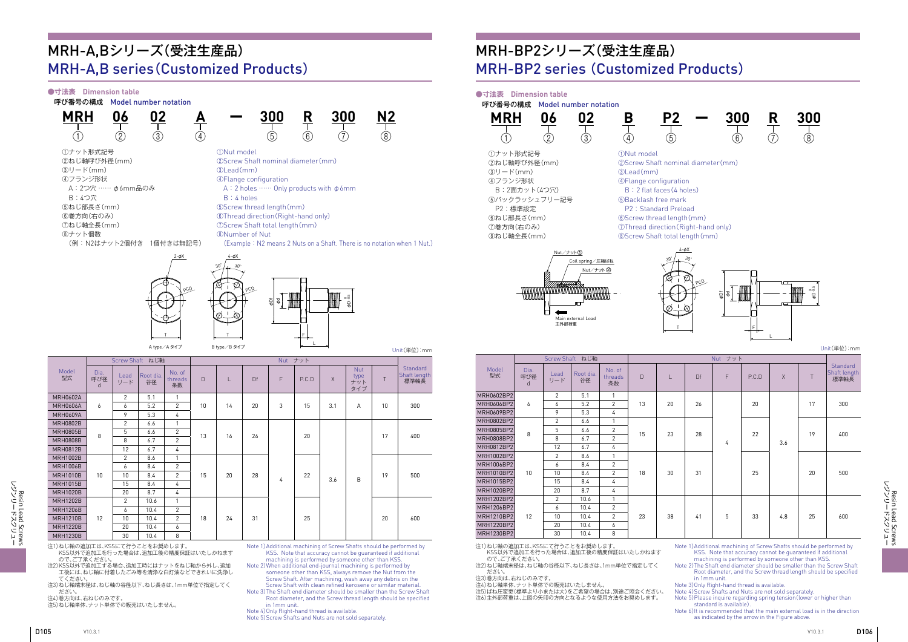# MRH-A,Bシリーズ(受注生産品)
# MRH-A,B series(Customized Products)

## ●寸法表　Dimension table

### 呼び番号の構成　Model number notation

**MRH　06　02　A　—　300　R　300　N2**
①　②　③　④　⑤　⑥　⑦　⑧

①ナット形式記号
②ねじ軸呼び外径(mm)
③リード(mm)
④フランジ形状
　A：2つ穴 …… φ6mm品のみ
　B：4つ穴
⑤ねじ部長さ(mm)
⑥巻方向(右のみ)
⑦ねじ軸全長(mm)
⑧ナット個数
　(例：N2はナット2個付き　1個付きは無記号)

①Nut model
②Screw Shaft nominal diameter(mm)
③Lead(mm)
④Flange configuration
　A：2 holes …… Only products with φ6mm
　B：4 holes
⑤Screw thread length(mm)
⑥Thread direction(Right-hand only)
⑦Screw Shaft total length(mm)
⑧Number of Nut
　(Example：N2 means 2 Nuts on a Shaft. There is no notation when 1 Nut.)

A type／A タイプ　　B type／B タイプ

Unit(単位)：mm

| Model 型式 | Screw Shaft ねじ軸 | | | | Nut ナット | | | | | | | | Standard Shaft length 標準軸長 |
|---|---|---|---|---|---|---|---|---|---|---|---|---|---|
| | Dia. 呼び径 d | Lead リード | Root dia. 谷径 | No. of threads 条数 | D | L | Df | F | P.C.D | X | Nut type ナットタイプ | T | |
| MRH0602A | 6 | 2 | 5.1 | 1 | 10 | 14 | 20 | 3 | 15 | 3.1 | A | 10 | 300 |
| MRH0606A | | 6 | 5.2 | 2 | | | | | | | | | |
| MRH0609A | | 9 | 5.3 | 4 | | | | | | | | | |
| MRH0802B | 8 | 2 | 6.6 | 1 | 13 | 16 | 26 | 4 | 20 | 3.6 | B | 17 | 400 |
| MRH0805B | | 5 | 6.6 | 2 | | | | | | | | | |
| MRH0808B | | 8 | 6.7 | 2 | | | | | | | | | |
| MRH0812B | | 12 | 6.7 | 4 | | | | | | | | | |
| MRH1002B | 10 | 2 | 8.6 | 1 | 15 | 20 | 28 | | 22 | | | 19 | 500 |
| MRH1006B | | 6 | 8.4 | 2 | | | | | | | | | |
| MRH1010B | | 10 | 8.4 | 2 | | | | | | | | | |
| MRH1015B | | 15 | 8.4 | 4 | | | | | | | | | |
| MRH1020B | | 20 | 8.7 | 4 | | | | | | | | | |
| MRH1202B | 12 | 2 | 10.6 | 1 | 18 | 24 | 31 | | 25 | | | 20 | 600 |
| MRH1206B | | 6 | 10.4 | 2 | | | | | | | | | |
| MRH1210B | | 10 | 10.4 | 2 | | | | | | | | | |
| MRH1220B | | 20 | 10.4 | 6 | | | | | | | | | |
| MRH1230B | | 30 | 10.4 | 8 | | | | | | | | | |

注1)ねじ軸の追加工は、KSSにて行うことをお奨めします。
　KSS以外で追加工を行った場合は、追加工後の精度保証はいたしかねますので、ご了承ください。
注2)KSS以外で追加工する場合、追加工時にはナットをねじ軸から外し、追加工後には、ねじ軸に付着したごみ等を清浄な白灯油などできれいに洗浄してください。
注3)ねじ軸端末径は、ねじ軸の谷径以下、ねじ長さは、1mm単位で指定してください。
注4)巻方向は、右ねじのみです。
注5)ねじ軸単体、ナット単体での販売はいたしません。

Note 1)Additional machining of Screw Shafts should be performed by KSS. Note that accuracy cannot be guaranteed if additional machining is performed by someone other than KSS.
Note 2)When additional end-journal machining is performed by someone other than KSS, always remove the Nut from the Screw Shaft. After machining, wash away any debris on the Screw Shaft with clean refined kerosene or similar material.
Note 3)The Shaft end diameter should be smaller than the Screw Shaft Root diameter, and the Screw thread length should be specified in 1mm unit.
Note 4)Only Right-hand thread is available.
Note 5)Screw Shafts and Nuts are not sold separately.

# MRH-BP2シリーズ(受注生産品)
# MRH-BP2 series (Customized Products)

## ●寸法表　Dimension table

### 呼び番号の構成　Model number notation

**MRH　06　02　B　P2　—　300　R　300**
①　②　③　④　⑤　⑥　⑦　⑧

①ナット形式記号
②ねじ軸呼び外径(mm)
③リード(mm)
④フランジ形状
　B：2面カット(4つ穴)
⑤バックラッシュフリー記号
　P2：標準設定
⑥ねじ部長さ(mm)
⑦巻方向(右のみ)
⑧ねじ軸全長(mm)

①Nut model
②Screw Shaft nominal diameter(mm)
③Lead(mm)
④Flange configuration
　B：2 flat faces(4 holes)
⑤Backlash free mark
　P2：Standard Preload
⑥Screw thread length(mm)
⑦Thread direction(Right-hand only)
⑧Screw Shaft total length(mm)

Nut／ナット①　Coil spring／圧縮ばね　Nut／ナット②　Main external Load 主外部荷重

Unit(単位)：mm

| Model 型式 | Screw Shaft ねじ軸 | | | | Nut ナット | | | | | | | Standard Shaft length 標準軸長 |
|---|---|---|---|---|---|---|---|---|---|---|---|---|
| | Dia. 呼び径 d | Lead リード | Root dia. 谷径 | No. of threads 条数 | D | L | Df | F | P.C.D | X | T | |
| MRH0602BP2 | 6 | 2 | 5.1 | 1 | 13 | 20 | 26 | 4 | 20 | 3.6 | 17 | 300 |
| MRH0606BP2 | | 6 | 5.2 | 2 | | | | | | | | |
| MRH0609BP2 | | 9 | 5.3 | 4 | | | | | | | | |
| MRH0802BP2 | 8 | 2 | 6.6 | 1 | 15 | 23 | 28 | | 22 | | 19 | 400 |
| MRH0805BP2 | | 5 | 6.6 | 2 | | | | | | | | |
| MRH0808BP2 | | 8 | 6.7 | 2 | | | | | | | | |
| MRH0812BP2 | | 12 | 6.7 | 4 | | | | | | | | |
| MRH1002BP2 | 10 | 2 | 8.6 | 1 | 18 | 30 | 31 | | 25 | | 20 | 500 |
| MRH1006BP2 | | 6 | 8.4 | 2 | | | | | | | | |
| MRH1010BP2 | | 10 | 8.4 | 2 | | | | | | | | |
| MRH1015BP2 | | 15 | 8.4 | 4 | | | | | | | | |
| MRH1020BP2 | | 20 | 8.7 | 4 | | | | | | | | |
| MRH1202BP2 | 12 | 2 | 10.6 | 1 | 23 | 38 | 41 | 5 | 33 | 4.8 | 25 | 600 |
| MRH1206BP2 | | 6 | 10.4 | 2 | | | | | | | | |
| MRH1210BP2 | | 10 | 10.4 | 2 | | | | | | | | |
| MRH1220BP2 | | 20 | 10.4 | 6 | | | | | | | | |
| MRH1230BP2 | | 30 | 10.4 | 8 | | | | | | | | |

注1)ねじ軸の追加工は、KSSにて行うことをお奨めします。
　KSS以外で追加工を行った場合は、追加工後の精度保証はいたしかねますので、ご了承ください。
注2)ねじ軸端末径は、ねじ軸の谷径以下、ねじ長さは、1mm単位で指定してください。
注3)巻方向は、右ねじのみです。
注4)ねじ軸単体、ナット単体での販売はいたしません。
注5)ばね圧変更(標準より小または大)をご希望の場合は、別途ご照会ください。
注6)主外部荷重は、上図の矢印の方向となるような使用方法をお奨めします。

Note 1)Additional machining of Screw Shafts should be performed by KSS. Note that accuracy cannot be guaranteed if additional machining is performed by someone other than KSS.
Note 2)The Shaft end diameter should be smaller than the Screw Shaft Root diameter, and the Screw thread length should be specified in 1mm unit.
Note 3)Only Right-hand thread is available.
Note 4)Screw Shafts and Nuts are not sold separately.
Note 5)Please inquire regarding spring tension(lower or higher than standard is available).
Note 6)It is recommended that the main external load is in the direction as indicated by the arrow in the Figure above.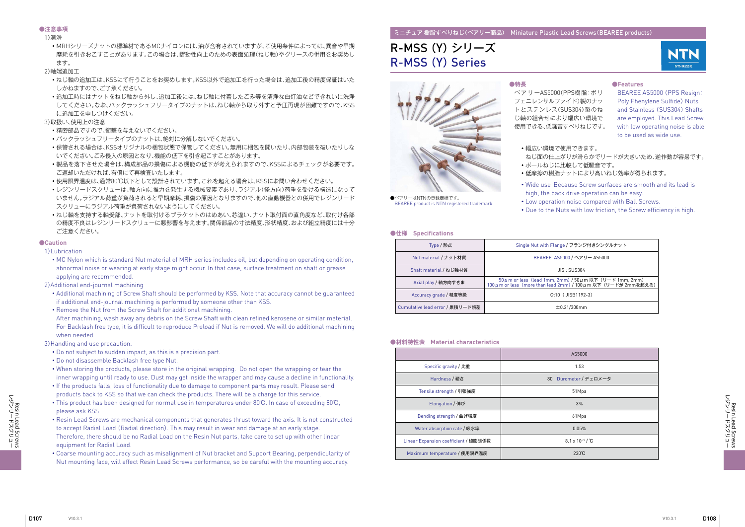●注意事項

1)潤滑

- MRHシリーズナットの標準材であるMCナイロンには、油が含有されていますが、ご使用条件によっては、異音や早期摩耗を引きおこすことがあります。この場合は、摺動性向上のための表面処理(ねじ軸)やグリースの併用をお奨めします。

2)軸端追加工

- ねじ軸の追加工は、KSSにて行うことをお奨めします。KSS以外で追加工を行った場合は、追加工後の精度保証はいたしかねますので、ご了承ください。
- 追加工時にはナットをねじ軸から外し、追加工後には、ねじ軸に付着したごみ等を清浄な白灯油などできれいに洗浄してください。なお、バックラッシュフリータイプのナットは、ねじ軸から取り外すと予圧再現が困難ですので、KSSに追加工を申しつけください。

3)取扱い、使用上の注意

- 精密部品ですので、衝撃を与えないでください。
- バックラッシュフリータイプのナットは、絶対に分解しないでください。
- 保管される場合は、KSSオリジナルの梱包状態で保管してください。無用に梱包を開いたり、内部包装を破いたりしないでください。ごみ侵入の原因となり、機能の低下を引き起こすことがあります。
- 製品を落下させた場合は、構成部品の損傷による機能の低下が考えられますので、KSSによるチェックが必要です。ご返却いただければ、有償にて再検査いたします。
- 使用限界温度は、通常80℃以下として設計されています。これを超える場合は、KSSにお問い合わせください。
- レジンリードスクリューは、軸方向に推力を発生する機械要素であり、ラジアル(径方向)荷重を受ける構造になっていません。ラジアル荷重が負荷されると早期摩耗、損傷の原因となりますので、他の直動機器との併用でレジンリードスクリューにラジアル荷重が負荷されないようにしてください。
- ねじ軸を支持する軸受部、ナットを取付けるブラケットのはめあい、芯違い、ナット取付面の直角度など、取付け各部の精度不良はレジンリードスクリューに悪影響を与えます。関係部品の寸法精度、形状精度、および組立精度には十分ご注意ください。

●Caution

1)Lubrication

- MC Nylon which is standard Nut material of MRH series includes oil, but depending on operating condition, abnormal noise or wearing at early stage might occur. In that case, surface treatment on shaft or grease applying are recommended.

2)Additional end-journal machining

- Additional machining of Screw Shaft should be performed by KSS. Note that accuracy cannot be guaranteed if additional end-journal machining is performed by someone other than KSS.
- Remove the Nut from the Screw Shaft for additional machining.
  After machining, wash away any debris on the Screw Shaft with clean refined kerosene or similar material.
  For Backlash free type, it is difficult to reproduce Preload if Nut is removed. We will do additional machining when needed.

3)Handling and use precaution.

- Do not subject to sudden impact, as this is a precision part.
- Do not disassemble Backlash free type Nut.
- When storing the products, please store in the original wrapping. Do not open the wrapping or tear the inner wrapping until ready to use. Dust may get inside the wrapper and may cause a decline in functionality.
- If the products falls, loss of functionality due to damage to component parts may result. Please send products back to KSS so that we can check the products. There will be a charge for this service.
- This product has been designed for normal use in temperatures under 80℃. In case of exceeding 80℃, please ask KSS.
- Resin Lead Screws are mechanical components that generates thrust toward the axis. It is not constructed to accept Radial Load (Radial direction). This may result in wear and damage at an early stage. Therefore, there should be no Radial Load on the Resin Nut parts, take care to set up with other linear equipment for Radial Load.
- Coarse mounting accuracy such as misalignment of Nut bracket and Support Bearing, perpendicularity of Nut mounting face, will affect Resin Lead Screws performance, so be careful with the mounting accuracy.

ミニチュア 樹脂すべりねじ(ベアリー商品) Miniature Plastic Lead Screws(BEAREE products)

# R-MSS (Y) シリーズ
# R-MSS (Y) Series

NTN

●ベアリーはNTNの登録商標です。
BEAREE product is NTN registered trademark.

●特長

ベアリーAS5000(PPS樹脂:ポリフェニレンサルファイド)製のナットとステンレス(SUS304)製のねじ軸の組合せにより幅広い環境で使用できる、低騒音すべりねじです。

- 幅広い環境で使用できます。
  ねじ面の仕上がりが滑らかでリードが大きいため、逆作動が容易です。
- ボールねじに比較して低騒音です。
- 低摩擦の樹脂ナットにより高いねじ効率が得られます。

●Features

BEAREE AS5000 (PPS Resign: Poly Phenylene Sulfide) Nuts and Stainless (SUS304) Shafts are employed. This Lead Screw with low operating noise is able to be used as wide use.

- Wide use: Because Screw surfaces are smooth and its lead is high, the back drive operation can be easy.
- Low operation noise compared with Ball Screws.
- Due to the Nuts with low friction, the Screw efficiency is high.

●仕様 Specifications

| Type / 形式 | Single Nut with Flange / フランジ付きシングルナット |
|---|---|
| Nut material / ナット材質 | BEAREE AS5000 / ベアリー AS5000 |
| Shaft material / ねじ軸材質 | JIS : SUS304 |
| Axial play / 軸方向すきま | 50μm or less (lead 1mm, 2mm) / 50μm 以下 (リード 1mm, 2mm)<br>100μm or less (more than lead 2mm) / 100μm 以下 (リードが 2mmを超える) |
| Accuracy grade / 精度等級 | Ct10 (JISB1192-3) |
| Cumulative lead error / 累積リード誤差 | ±0.21/300mm |

●材料特性表 Material characteristics

| | AS5000 |
|---|---|
| Specific gravity / 比重 | 1.53 |
| Hardness / 硬さ | 80 Durometer / デュロメータ |
| Tensile strength / 引張強度 | 51Mpa |
| Elongation / 伸び | 3% |
| Bending strength / 曲げ強度 | 61Mpa |
| Water absorption rate / 吸水率 | 0.05% |
| Linear Expansion coefficient / 線膨張係数 | $8.1 \times 10^{-5}$ / ℃ |
| Maximum temperature / 使用限界温度 | 230℃ |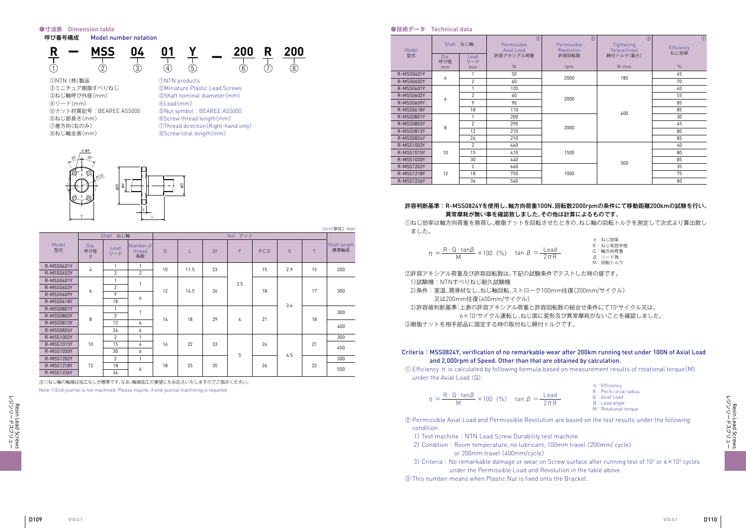## ●寸法表　Dimension table

**呼び番号構成　Model number notation**

**R — MSS 04 01 Y _ 200 R 200**
①　②　③　④　⑤　⑥　⑦　⑧

①NTN（株)製品
②ミニチュア樹脂すべりねじ
③ねじ軸呼び外径(mm)
④リード(mm)
⑤ナット材質記号：BEAREE AS5000
⑥ねじ部長さ(mm)
⑦巻方向(右のみ)
⑧ねじ軸全長(mm)

①NTN products
②Miniature Plastic Lead Screws
③Shaft nominal diameter(mm)
④Lead(mm)
⑤Nut symbol：BEAREE AS5000
⑥Screw thread length(mm)
⑦Thread direction(Right-hand only)
⑧Screw total length(mm)

4-φX　30°　30°　PCD　φDf　φd　φD　T　F　L

Unit(単位)：mm

| Model 型式 | Shaft ねじ軸 | | | Nut ナット | | | | | | | Shaft length 標準軸長 |
|---|---|---|---|---|---|---|---|---|---|---|---|
| | Dia. 呼び径 d | Lead リード | Number of thread 条数 | D | L | Df | F | P.C.D | X | T | |
| R-MSS0401Y | 4 | 1 | 1 | 10 | 11.5 | 23 | 3.5 | 15 | 2.9 | 15 | 200 |
| R-MSS0402Y | | 2 | 2 | | | | | | | | |
| R-MSS0601Y | 6 | 1 | 1 | 12 | 14.5 | 26 | | 18 | 3.4 | 17 | 300 |
| R-MSS0602Y | | 2 | | | | | | | | | |
| R-MSS0609Y | | 9 | 4 | | | | | | | | |
| R-MSS0618Y | | 18 | | | | | | | | | |
| R-MSS0801Y | 8 | 1 | 1 | 14 | 18 | 29 | 4 | 21 | | 18 | 300 |
| R-MSS0802Y | | 2 | | | | | | | | | |
| R-MSS0812Y | | 12 | 4 | | | | | | | | 400 |
| R-MSS0824Y | | 24 | 6 | | | | | | | | |
| R-MSS1002Y | 10 | 2 | 1 | 16 | 22 | 33 | 5 | 24 | 4.5 | 21 | 300 |
| R-MSS1015Y | | 15 | 4 | | | | | | | | 450 |
| R-MSS1030Y | | 30 | 6 | | | | | | | | |
| R-MSS1202Y | 12 | 2 | 1 | 18 | 25 | 35 | | 26 | | 22 | 300 |
| R-MSS1218Y | | 18 | 6 | | | | | | | | 500 |
| R-MSS1236Y | | 36 | | | | | | | | | |

注1)ねじ軸の軸端は加工なしが標準です。なお、軸端加工の要望にもお応えいたしますのでご指示ください。
Note 1)End-journal is not machined. Please inquire, if end-journal machining is required.

## ●技術データ　Technical data

| Model 型式 | Shaft ねじ軸 | | ② Permissible Axial Load 許容アキシアル荷重 | ② Permissible Revolution 許容回転数 | ③ Tightening Torque(max) 締付トルク(最大) | ① Efficiency ねじ効率 |
|---|---|---|---|---|---|---|
| | Dia. 呼び径 mm | Lead リード mm | N | rpm | N・mm | % |
| R-MSS0401Y | 4 | 1 | 50 | 2000 | 180 | 45 |
| R-MSS0402Y | | 2 | 60 | | | 70 |
| R-MSS0601Y | 6 | 1 | 120 | 2000 | 400 | 40 |
| R-MSS0602Y | | 2 | 60 | | | 55 |
| R-MSS0609Y | | 9 | 90 | | | 85 |
| R-MSS0618Y | | 18 | 110 | | | 85 |
| R-MSS0801Y | 8 | 1 | 200 | 2000 | | 30 |
| R-MSS0802Y | | 2 | 290 | | | 45 |
| R-MSS0812Y | | 12 | 210 | | | 80 |
| R-MSS0824Y | | 24 | 210 | | | 85 |
| R-MSS1002Y | 10 | 2 | 460 | 1500 | 500 | 40 |
| R-MSS1015Y | | 15 | 410 | | | 80 |
| R-MSS1030Y | | 30 | 440 | | | 85 |
| R-MSS1202Y | 12 | 2 | 660 | 1000 | | 35 |
| R-MSS1218Y | | 18 | 750 | | | 75 |
| R-MSS1236Y | | 36 | 540 | | | 80 |

**許容判断基準：R-MSS0824Yを使用し、軸方向荷重100N、回転数2000rpmの条件にて移動距離200kmの試験を行い、異常摩耗が無い事を確認致しました。その他は計算によるものです。**

①ねじ効率は軸方向荷重を負荷し、樹脂ナットを回転させたときの、ねじ軸の回転トルクを測定して次式より算出致しました。

$$\eta = \frac{R \cdot Q \cdot \tan\beta}{M} \times 100\ (\%) \qquad \tan\beta = \frac{\text{Lead}}{2\pi R}$$

$\eta$：ねじ効率
R：ねじ有効半径
Q：軸方向荷重
$\beta$：リード角
M：回転トルク

②許容アキシアル荷重及び許容回転数は、下記の試験条件でテストした時の値です。
1)試験機：NTNすべりねじ耐久試験機
2)条件：室温、潤滑材なし、ねじ軸回転、ストローク100mm往復(200mm/サイクル)
又は200mm往復(400mm/サイクル)
3)許容値判断基準：上表の許容アキシアル荷重と許容回転数の組合せ条件にて$10^3$サイクル又は、
$6\times10^3$サイクル運転し、ねじ面に変形及び異常摩耗がないことを確認しました。
③樹脂ナットを相手部品に固定する時の取付ねじ締付トルクです。

**Criteria：MSS0824Y, verification of no remarkable wear after 200km running test under 100N of Axial Load and 2,000rpm of Speed. Other than that are obtained by calculation.**

① Efficiency $\eta$ is calculated by following formula based on measurement results of rotational torque(M) under the Axial Load (Q).

$$\eta = \frac{R \cdot Q \cdot \tan\beta}{M} \times 100\ (\%) \qquad \tan\beta = \frac{\text{Lead}}{2\pi R}$$

$\eta$：Efficiency
R：Pitch circle radius
Q：Axial Load
$\beta$：Lead angle
M：Rotational torque

② Permissible Axial Load and Permissible Revolution are based on the test results under the following condition.
1) Test machine：NTN Lead Screw Durability test machine
2) Condition：Room temperature, no lubricant, 100mm travel (200mm/ cycle)
or 200mm travel (400mm/cycle)
3) Criteria：No remarkable damage or wear on Screw surface after running test of $10^3$ or $6\times10^3$ cycles under the Permissible Load and Revolution in the table above.
③ This number means when Plastic Nut is fixed onto the Bracket.